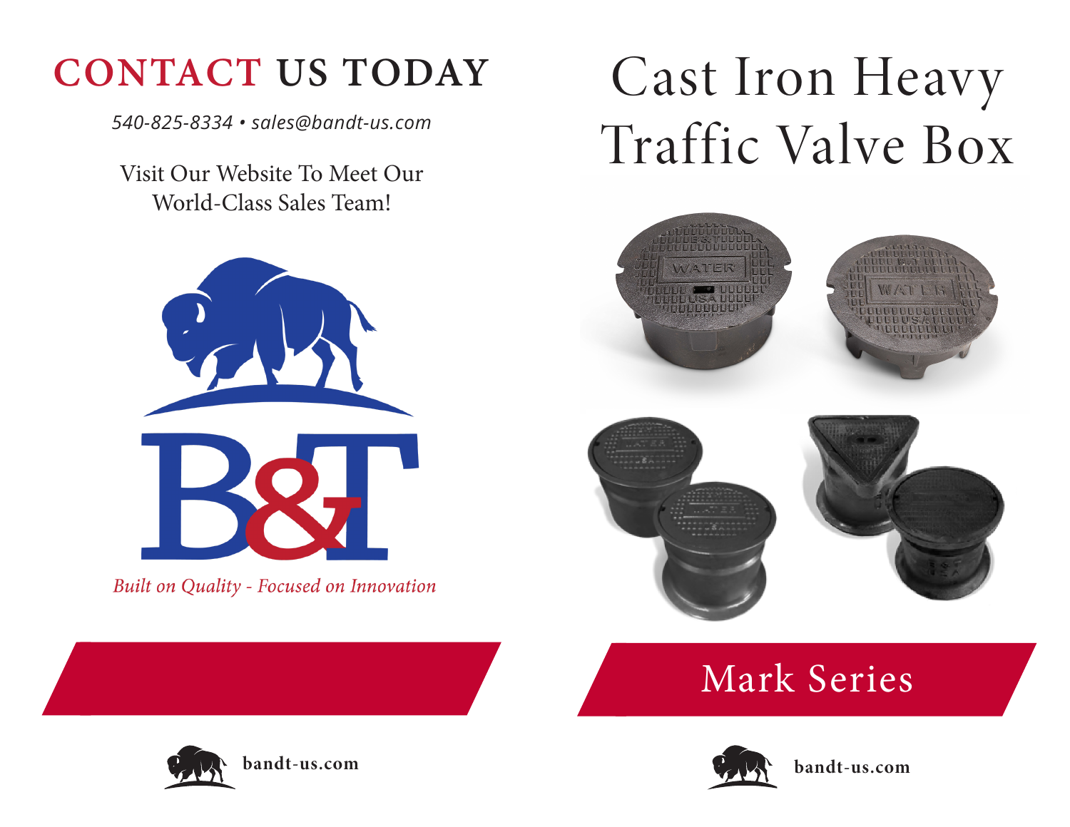## CONTACT US TODAY

*540-825-8334 • sales@bandt-us.com*

Visit Our Website To Meet Our World-Class Sales Team!

B&T

*Built on Quality - Focused on Innovation*

bandt-us.com

# Cast Iron Heavy Traffic Valve Box

## Mark Series

bandt-us.com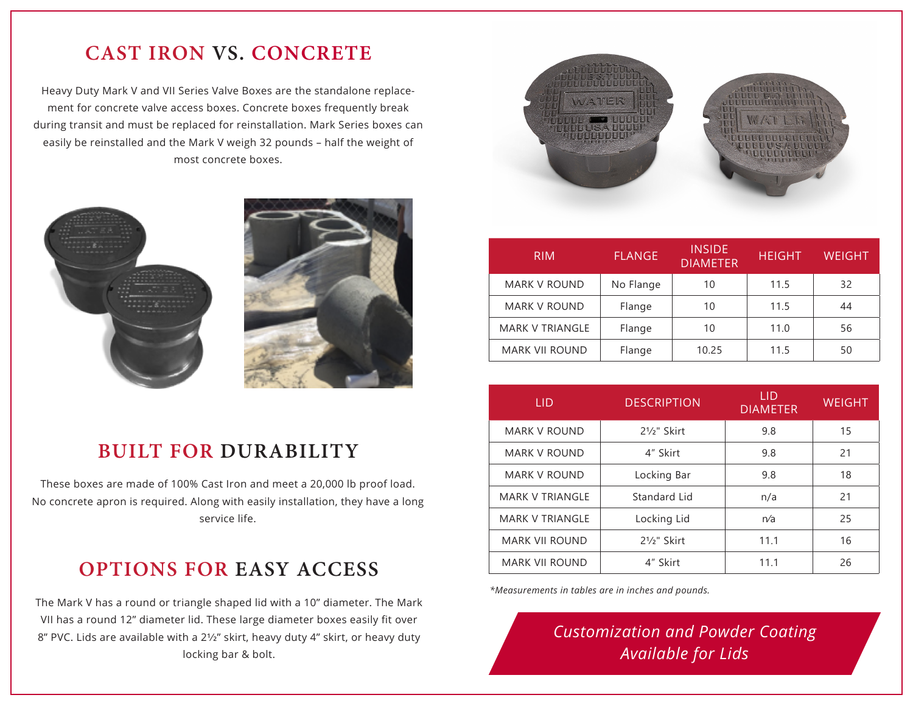## CAST IRON VS. CONCRETE

Heavy Duty Mark V and VII Series Valve Boxes are the standalone replacement for concrete valve access boxes. Concrete boxes frequently break during transit and must be replaced for reinstallation. Mark Series boxes can easily be reinstalled and the Mark V weigh 32 pounds – half the weight of most concrete boxes.

## BUILT FOR DURABILITY

These boxes are made of 100% Cast Iron and meet a 20,000 lb proof load. No concrete apron is required. Along with easily installation, they have a long service life.

## OPTIONS FOR EASY ACCESS

The Mark V has a round or triangle shaped lid with a 10" diameter. The Mark VII has a round 12" diameter lid. These large diameter boxes easily fit over 8" PVC. Lids are available with a 2½" skirt, heavy duty 4" skirt, or heavy duty locking bar & bolt.

| RIM | FLANGE | INSIDE DIAMETER | HEIGHT | WEIGHT |
|---|---|---|---|---|
| MARK V ROUND | No Flange | 10 | 11.5 | 32 |
| MARK V ROUND | Flange | 10 | 11.5 | 44 |
| MARK V TRIANGLE | Flange | 10 | 11.0 | 56 |
| MARK VII ROUND | Flange | 10.25 | 11.5 | 50 |

| LID | DESCRIPTION | LID DIAMETER | WEIGHT |
|---|---|---|---|
| MARK V ROUND | 2½" Skirt | 9.8 | 15 |
| MARK V ROUND | 4" Skirt | 9.8 | 21 |
| MARK V ROUND | Locking Bar | 9.8 | 18 |
| MARK V TRIANGLE | Standard Lid | n/a | 21 |
| MARK V TRIANGLE | Locking Lid | n/a | 25 |
| MARK VII ROUND | 2½" Skirt | 11.1 | 16 |
| MARK VII ROUND | 4" Skirt | 11.1 | 26 |

*\*Measurements in tables are in inches and pounds.*

*Customization and Powder Coating Available for Lids*